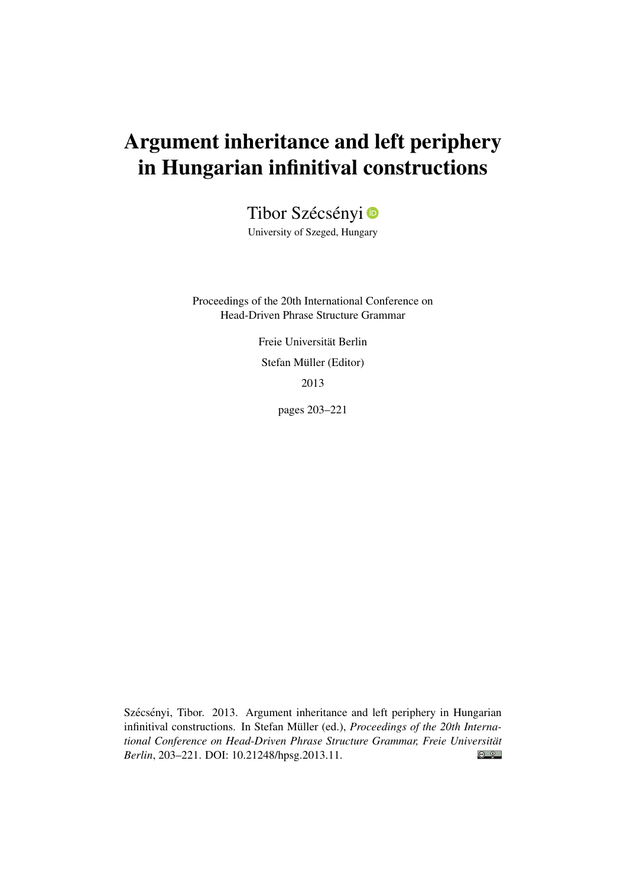# Argument inheritance and left periphery in Hungarian infinitival constructions

Tibor Szécsényi

University of Szeged, Hungary

Proceedings of the 20th International Conference on Head-Driven Phrase Structure Grammar

Freie Universität Berlin

Stefan Müller (Editor)

2013

pages 203–221

Szécsényi, Tibor. 2013. Argument inheritance and left periphery in Hungarian infinitival constructions. In Stefan Müller (ed.), *Proceedings of the 20th International Conference on Head-Driven Phrase Structure Grammar, Freie Universität Berlin*, 203–221. DOI: 10.21248/hpsg.2013.11.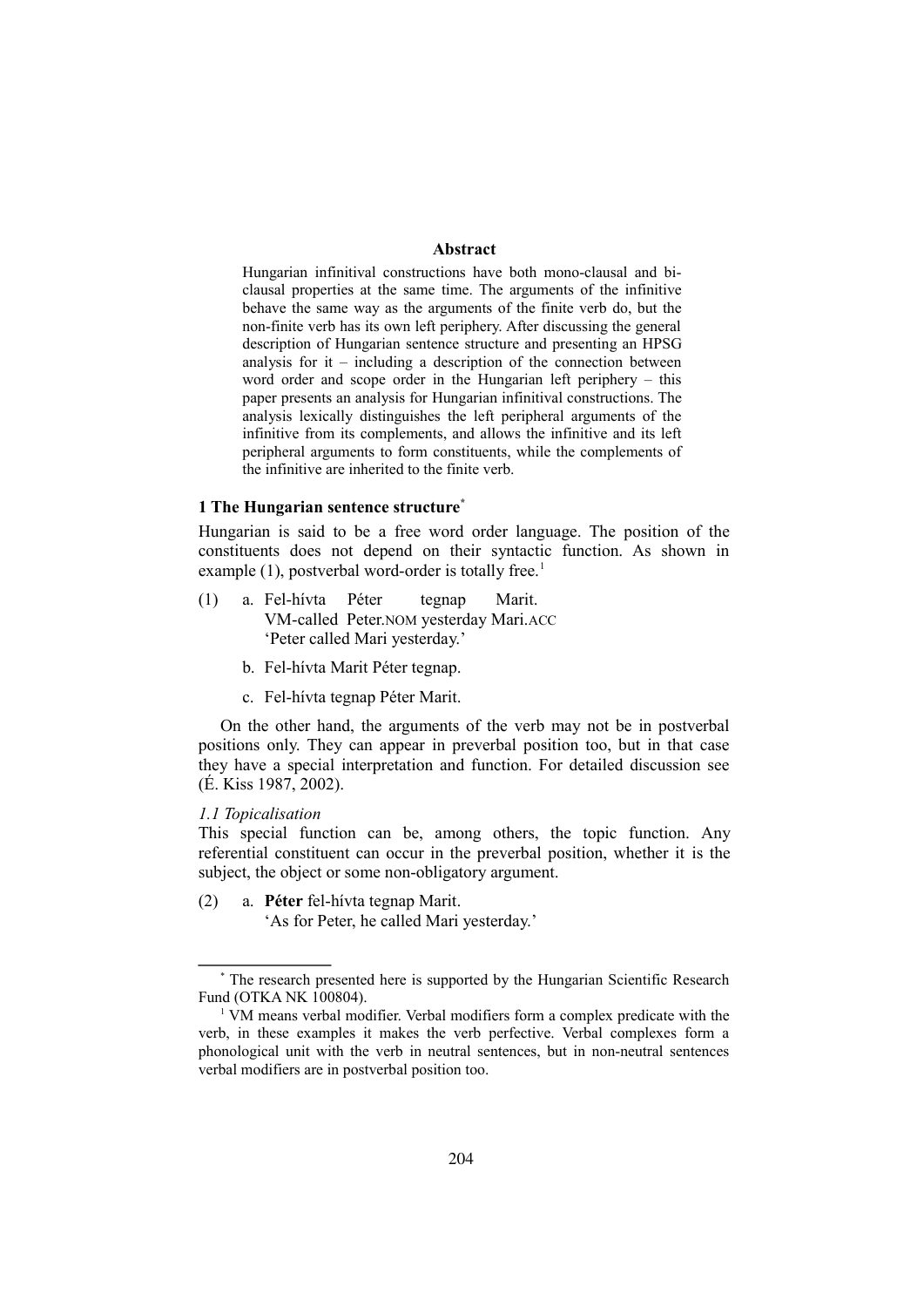**Abstract**

Hungarian infinitival constructions have both mono-clausal and bi-clausal properties at the same time. The arguments of the infinitive behave the same way as the arguments of the finite verb do, but the non-finite verb has its own left periphery. After discussing the general description of Hungarian sentence structure and presenting an HPSG analysis for it – including a description of the connection between word order and scope order in the Hungarian left periphery – this paper presents an analysis for Hungarian infinitival constructions. The analysis lexically distinguishes the left peripheral arguments of the infinitive from its complements, and allows the infinitive and its left peripheral arguments to form constituents, while the complements of the infinitive are inherited to the finite verb.

## 1 The Hungarian sentence structure[*]

Hungarian is said to be a free word order language. The position of the constituents does not depend on their syntactic function. As shown in example (1), postverbal word-order is totally free.[1]

(1) a. Fel-hívta Péter tegnap Marit.
VM-called Peter.NOM yesterday Mari.ACC
'Peter called Mari yesterday.'

b. Fel-hívta Marit Péter tegnap.

c. Fel-hívta tegnap Péter Marit.

On the other hand, the arguments of the verb may not be in postverbal positions only. They can appear in preverbal position too, but in that case they have a special interpretation and function. For detailed discussion see (É. Kiss 1987, 2002).

### *1.1 Topicalisation*

This special function can be, among others, the topic function. Any referential constituent can occur in the preverbal position, whether it is the subject, the object or some non-obligatory argument.

(2) a. **Péter** fel-hívta tegnap Marit.
'As for Peter, he called Mari yesterday.'

---

[*] The research presented here is supported by the Hungarian Scientific Research Fund (OTKA NK 100804).

[1] VM means verbal modifier. Verbal modifiers form a complex predicate with the verb, in these examples it makes the verb perfective. Verbal complexes form a phonological unit with the verb in neutral sentences, but in non-neutral sentences verbal modifiers are in postverbal position too.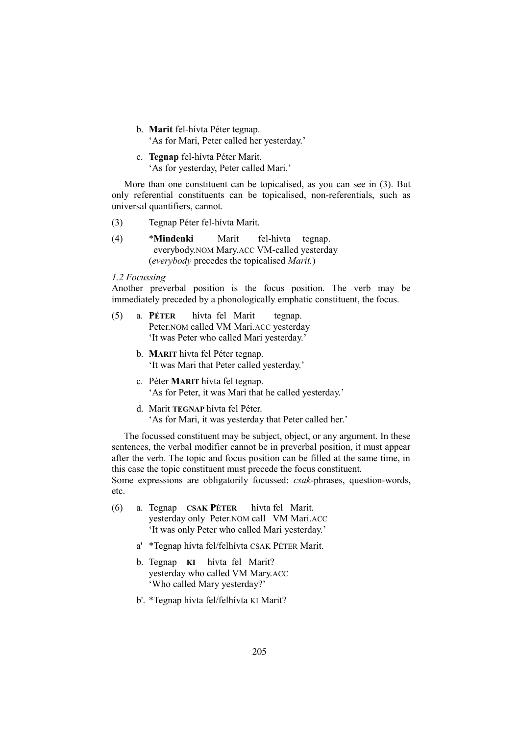b. **Marit** fel-hívta Péter tegnap.
 'As for Mari, Peter called her yesterday.'

c. **Tegnap** fel-hívta Péter Marit.
 'As for yesterday, Peter called Mari.'

More than one constituent can be topicalised, as you can see in (3). But only referential constituents can be topicalised, non-referentials, such as universal quantifiers, cannot.

(3) Tegnap Péter fel-hívta Marit.

(4) \***Mindenki** Marit fel-hívta tegnap.
 everybody.NOM Mary.ACC VM-called yesterday
 (*everybody* precedes the topicalised *Marit.*)

*1.2 Focussing*

Another preverbal position is the focus position. The verb may be immediately preceded by a phonologically emphatic constituent, the focus.

(5) a. **PÉTER** hívta fel Marit tegnap.
 Peter.NOM called VM Mari.ACC yesterday
 'It was Peter who called Mari yesterday.'

 b. **MARIT** hívta fel Péter tegnap.
 'It was Mari that Peter called yesterday.'

 c. Péter **MARIT** hívta fel tegnap.
 'As for Peter, it was Mari that he called yesterday.'

 d. Marit **TEGNAP** hívta fel Péter.
 'As for Mari, it was yesterday that Peter called her.'

The focussed constituent may be subject, object, or any argument. In these sentences, the verbal modifier cannot be in preverbal position, it must appear after the verb. The topic and focus position can be filled at the same time, in this case the topic constituent must precede the focus constituent.
Some expressions are obligatorily focussed: *csak*-phrases, question-words, etc.

(6) a. Tegnap **CSAK PÉTER** hívta fel Marit.
 yesterday only Peter.NOM call VM Mari.ACC
 'It was only Peter who called Mari yesterday.'

 a' \*Tegnap hívta fel/felhívta CSAK PÉTER Marit.

 b. Tegnap **KI** hívta fel Marit?
 yesterday who called VM Mary.ACC
 'Who called Mary yesterday?'

 b'. \*Tegnap hívta fel/felhívta KI Marit?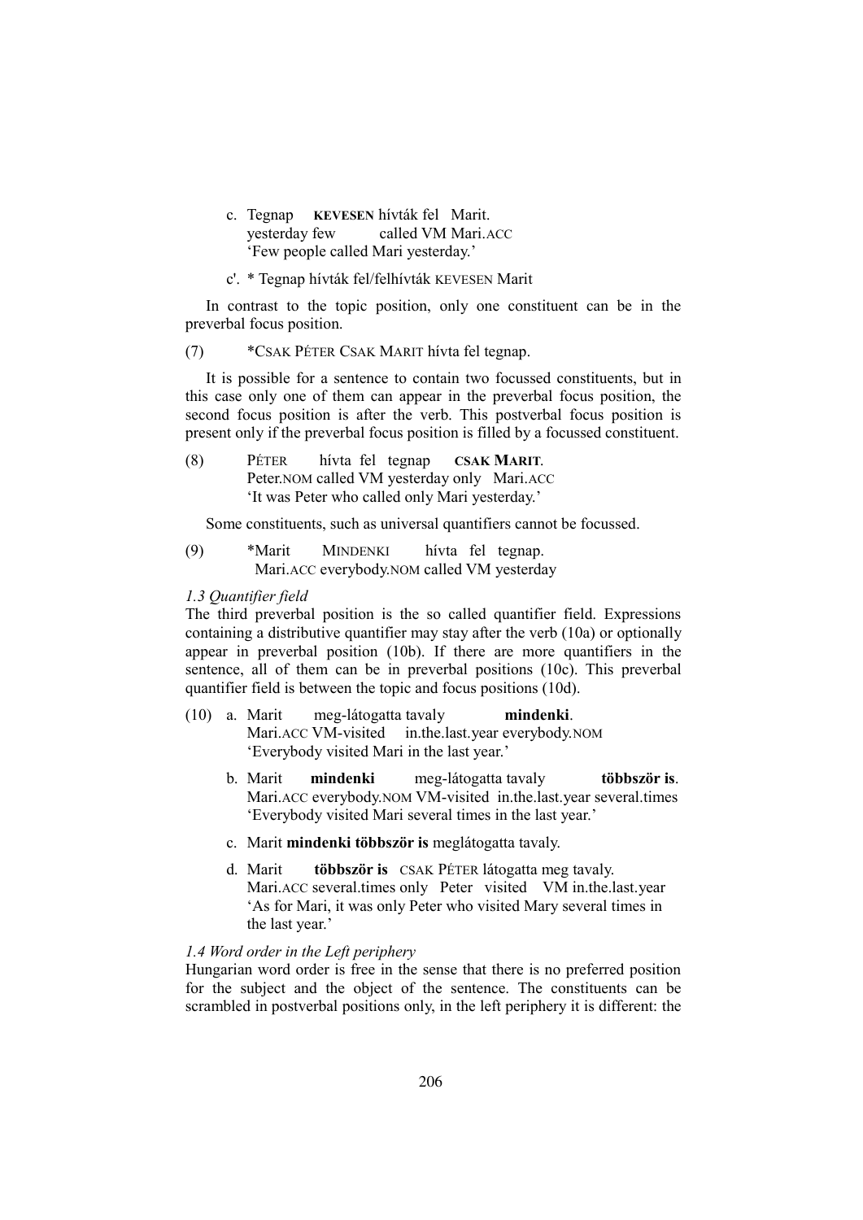c. Tegnap **KEVESEN** hívták fel Marit.
   yesterday few called VM Mari.ACC
   'Few people called Mari yesterday.'

c'. * Tegnap hívták fel/felhívták KEVESEN Marit

In contrast to the topic position, only one constituent can be in the preverbal focus position.

(7) *CSAK PÉTER CSAK MARIT hívta fel tegnap.

It is possible for a sentence to contain two focussed constituents, but in this case only one of them can appear in the preverbal focus position, the second focus position is after the verb. This postverbal focus position is present only if the preverbal focus position is filled by a focussed constituent.

(8) PÉTER hívta fel tegnap **CSAK MARIT**.
    Peter.NOM called VM yesterday only Mari.ACC
    'It was Peter who called only Mari yesterday.'

Some constituents, such as universal quantifiers cannot be focussed.

(9) *Marit MINDENKI hívta fel tegnap.
    Mari.ACC everybody.NOM called VM yesterday

*1.3 Quantifier field*

The third preverbal position is the so called quantifier field. Expressions containing a distributive quantifier may stay after the verb (10a) or optionally appear in preverbal position (10b). If there are more quantifiers in the sentence, all of them can be in preverbal positions (10c). This preverbal quantifier field is between the topic and focus positions (10d).

(10) a. Marit meg-látogatta tavaly **mindenki**.
        Mari.ACC VM-visited in.the.last.year everybody.NOM
        'Everybody visited Mari in the last year.'

     b. Marit **mindenki** meg-látogatta tavaly **többször is**.
        Mari.ACC everybody.NOM VM-visited in.the.last.year several.times
        'Everybody visited Mari several times in the last year.'

     c. Marit **mindenki többször is** meglátogatta tavaly.

     d. Marit **többször is** CSAK PÉTER látogatta meg tavaly.
        Mari.ACC several.times only Peter visited VM in.the.last.year
        'As for Mari, it was only Peter who visited Mary several times in the last year.'

*1.4 Word order in the Left periphery*

Hungarian word order is free in the sense that there is no preferred position for the subject and the object of the sentence. The constituents can be scrambled in postverbal positions only, in the left periphery it is different: the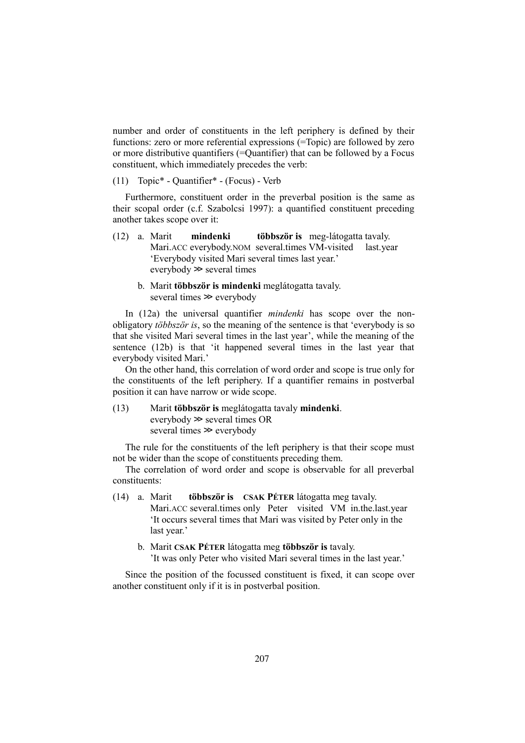number and order of constituents in the left periphery is defined by their functions: zero or more referential expressions (=Topic) are followed by zero or more distributive quantifiers (=Quantifier) that can be followed by a Focus constituent, which immediately precedes the verb:

(11) Topic* - Quantifier* - (Focus) - Verb

Furthermore, constituent order in the preverbal position is the same as their scopal order (c.f. Szabolcsi 1997): a quantified constituent preceding another takes scope over it:

(12) a. Marit **mindenki** **többször is** meg-látogatta tavaly.
Mari.ACC everybody.NOM several.times VM-visited last.year
'Everybody visited Mari several times last year.'
everybody ≫ several times

b. Marit **többször is mindenki** meglátogatta tavaly.
several times ≫ everybody

In (12a) the universal quantifier *mindenki* has scope over the non-obligatory *többször is*, so the meaning of the sentence is that 'everybody is so that she visited Mari several times in the last year', while the meaning of the sentence (12b) is that 'it happened several times in the last year that everybody visited Mari.'

On the other hand, this correlation of word order and scope is true only for the constituents of the left periphery. If a quantifier remains in postverbal position it can have narrow or wide scope.

(13) Marit **többször is** meglátogatta tavaly **mindenki**.
everybody ≫ several times OR
several times ≫ everybody

The rule for the constituents of the left periphery is that their scope must not be wider than the scope of constituents preceding them.

The correlation of word order and scope is observable for all preverbal constituents:

(14) a. Marit **többször is** **CSAK PÉTER** látogatta meg tavaly.
Mari.ACC several.times only Peter visited VM in.the.last.year
'It occurs several times that Mari was visited by Peter only in the last year.'

b. Marit **CSAK PÉTER** látogatta meg **többször is** tavaly.
'It was only Peter who visited Mari several times in the last year.'

Since the position of the focussed constituent is fixed, it can scope over another constituent only if it is in postverbal position.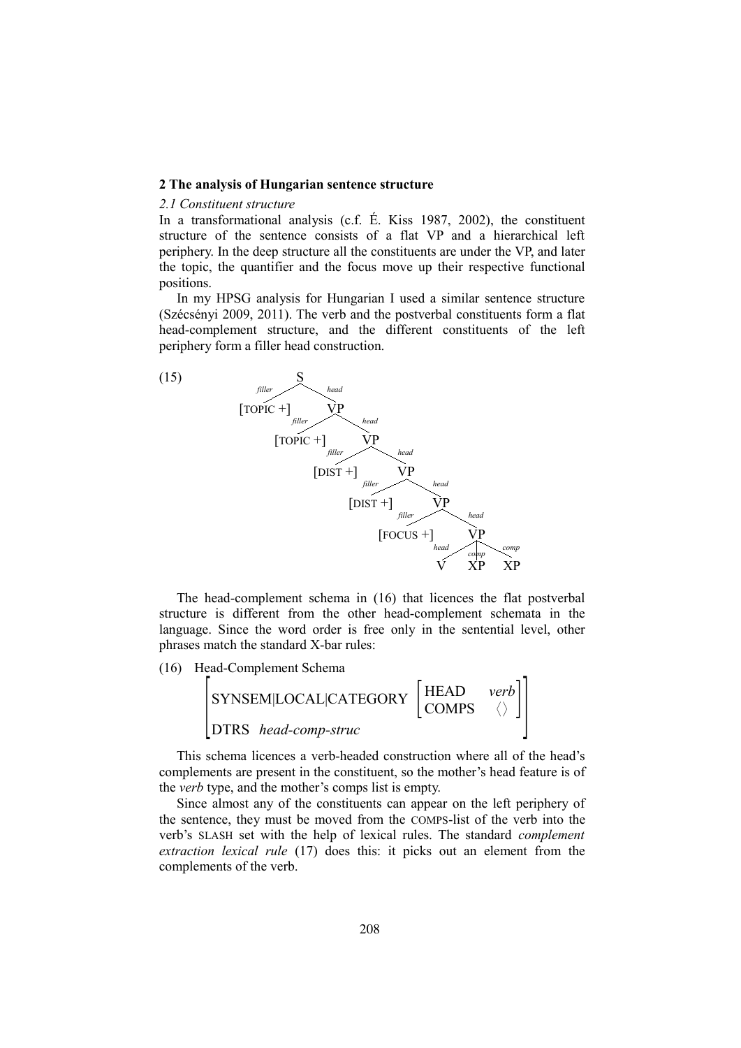## 2 The analysis of Hungarian sentence structure

### *2.1 Constituent structure*

In a transformational analysis (c.f. É. Kiss 1987, 2002), the constituent structure of the sentence consists of a flat VP and a hierarchical left periphery. In the deep structure all the constituents are under the VP, and later the topic, the quantifier and the focus move up their respective functional positions.

In my HPSG analysis for Hungarian I used a similar sentence structure (Szécsényi 2009, 2011). The verb and the postverbal constituents form a flat head-complement structure, and the different constituents of the left periphery form a filler head construction.

(15)

```
S
├─ filler: [TOPIC +]
└─ head: VP
   ├─ filler: [TOPIC +]
   └─ head: VP
      ├─ filler: [DIST +]
      └─ head: VP
         ├─ filler: [DIST +]
         └─ head: VP
            ├─ filler: [FOCUS +]
            └─ head: VP
               ├─ head: V
               ├─ comp: XP
               └─ comp: XP
```

The head-complement schema in (16) that licences the flat postverbal structure is different from the other head-complement schemata in the language. Since the word order is free only in the sentential level, other phrases match the standard X-bar rules:

(16) Head-Complement Schema

$$\begin{bmatrix} \text{SYNSEM|LOCAL|CATEGORY} & \begin{bmatrix} \text{HEAD} & \textit{verb} \\ \text{COMPS} & \langle\rangle \end{bmatrix} \\ \text{DTRS} & \textit{head-comp-struc} \end{bmatrix}$$

This schema licences a verb-headed construction where all of the head's complements are present in the constituent, so the mother's head feature is of the *verb* type, and the mother's comps list is empty.

Since almost any of the constituents can appear on the left periphery of the sentence, they must be moved from the COMPS-list of the verb into the verb's SLASH set with the help of lexical rules. The standard *complement extraction lexical rule* (17) does this: it picks out an element from the complements of the verb.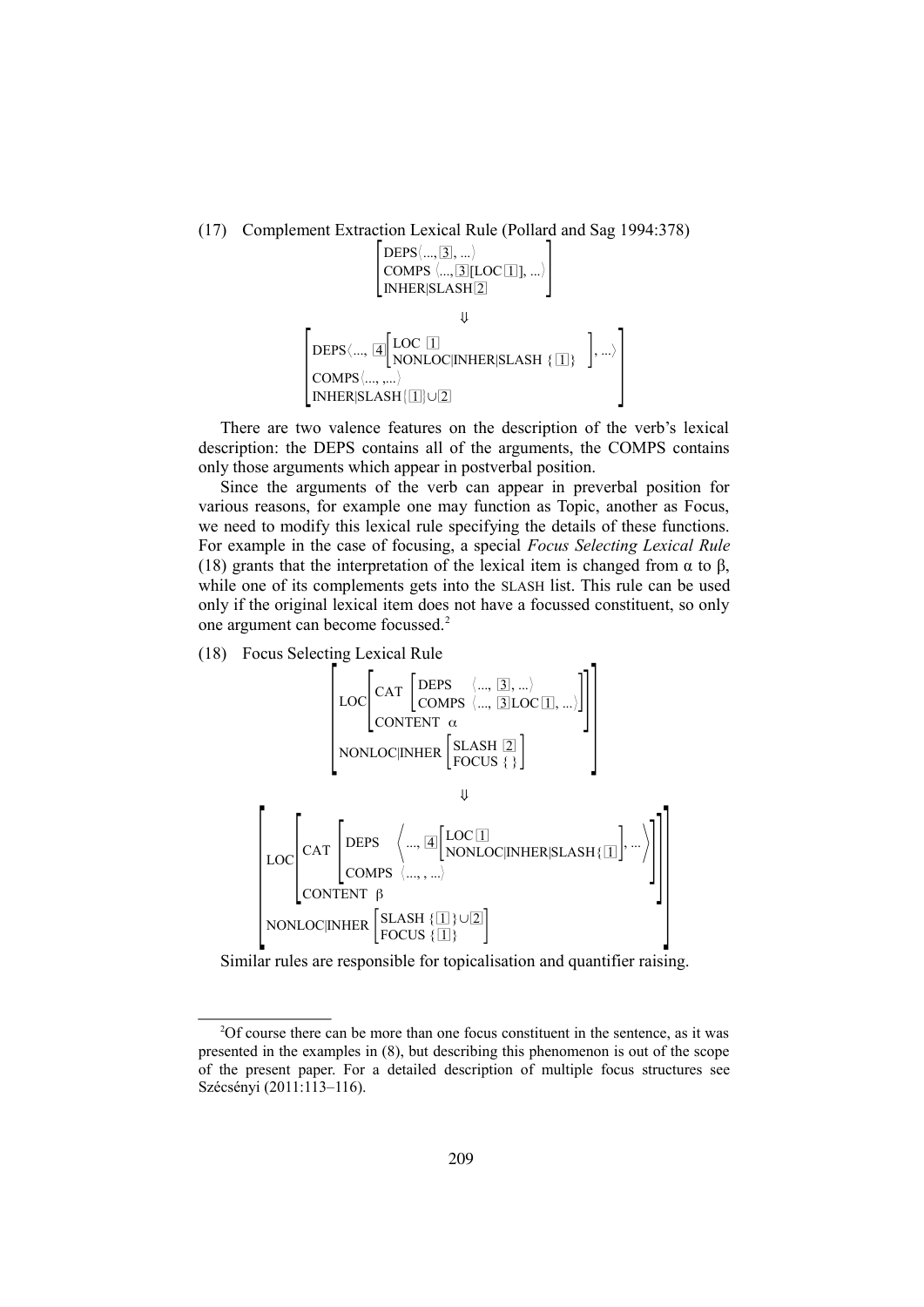(17) Complement Extraction Lexical Rule (Pollard and Sag 1994:378)

$$
\begin{bmatrix}
\text{DEPS}\langle ..., \boxed{3}, ... \rangle \\
\text{COMPS}\ \langle ..., \boxed{3}[\text{LOC}\ \boxed{1}], ... \rangle \\
\text{INHER|SLASH}\ \boxed{2}
\end{bmatrix}
$$

$$\Downarrow$$

$$
\begin{bmatrix}
\text{DEPS}\left\langle ..., \boxed{4}\begin{bmatrix}\text{LOC}\ \boxed{1} \\ \text{NONLOC|INHER|SLASH}\ \{\boxed{1}\}\end{bmatrix}, ... \right\rangle \\
\text{COMPS}\langle ..., ,... \rangle \\
\text{INHER|SLASH}\{\boxed{1}\} \cup \boxed{2}
\end{bmatrix}
$$

There are two valence features on the description of the verb's lexical description: the DEPS contains all of the arguments, the COMPS contains only those arguments which appear in postverbal position.

Since the arguments of the verb can appear in preverbal position for various reasons, for example one may function as Topic, another as Focus, we need to modify this lexical rule specifying the details of these functions. For example in the case of focusing, a special *Focus Selecting Lexical Rule* (18) grants that the interpretation of the lexical item is changed from α to β, while one of its complements gets into the SLASH list. This rule can be used only if the original lexical item does not have a focussed constituent, so only one argument can become focussed.[2]

(18) Focus Selecting Lexical Rule

$$
\begin{bmatrix}
\text{LOC}\begin{bmatrix}\text{CAT}\begin{bmatrix}\text{DEPS} & \langle ..., \boxed{3}, ... \rangle \\ \text{COMPS} & \langle ..., \boxed{3}\text{LOC}\ \boxed{1}, ... \rangle\end{bmatrix} \\ \text{CONTENT}\ \ \alpha\end{bmatrix} \\
\text{NONLOC|INHER}\begin{bmatrix}\text{SLASH}\ \boxed{2} \\ \text{FOCUS}\ \{\ \}\end{bmatrix}
\end{bmatrix}
$$

$$\Downarrow$$

$$
\begin{bmatrix}
\text{LOC}\begin{bmatrix}\text{CAT}\begin{bmatrix}\text{DEPS} & \left\langle ..., \boxed{4}\begin{bmatrix}\text{LOC}\ \boxed{1} \\ \text{NONLOC|INHER|SLASH}\{\boxed{1}\}\end{bmatrix}, ... \right\rangle \\ \text{COMPS} & \langle ..., , ... \rangle\end{bmatrix} \\ \text{CONTENT}\ \ \beta\end{bmatrix} \\
\text{NONLOC|INHER}\begin{bmatrix}\text{SLASH}\ \{\boxed{1}\} \cup \boxed{2} \\ \text{FOCUS}\ \{\boxed{1}\}\end{bmatrix}
\end{bmatrix}
$$

Similar rules are responsible for topicalisation and quantifier raising.

---

[2] Of course there can be more than one focus constituent in the sentence, as it was presented in the examples in (8), but describing this phenomenon is out of the scope of the present paper. For a detailed description of multiple focus structures see Szécsényi (2011:113–116).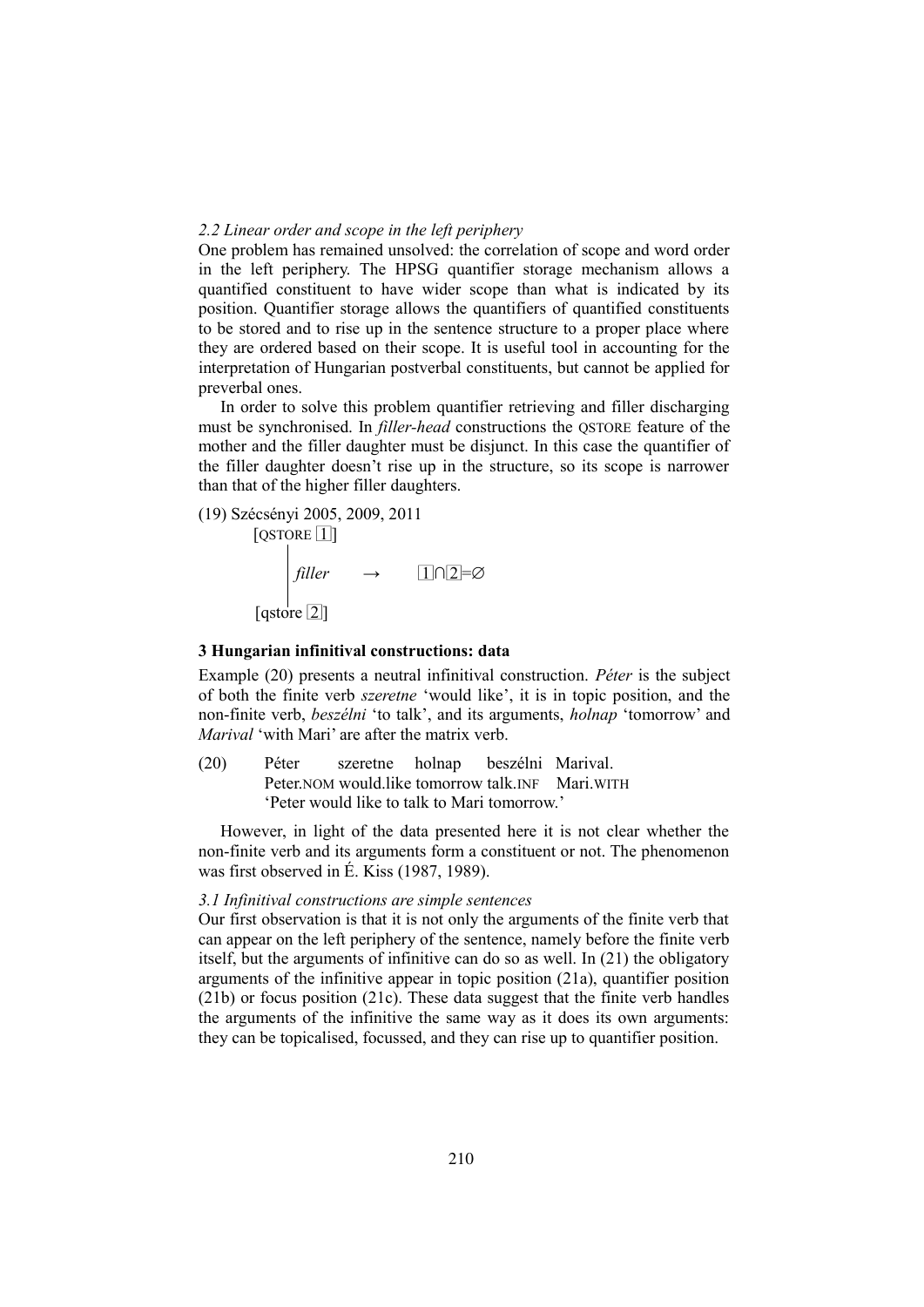*2.2 Linear order and scope in the left periphery*

One problem has remained unsolved: the correlation of scope and word order in the left periphery. The HPSG quantifier storage mechanism allows a quantified constituent to have wider scope than what is indicated by its position. Quantifier storage allows the quantifiers of quantified constituents to be stored and to rise up in the sentence structure to a proper place where they are ordered based on their scope. It is useful tool in accounting for the interpretation of Hungarian postverbal constituents, but cannot be applied for preverbal ones.

In order to solve this problem quantifier retrieving and filler discharging must be synchronised. In *filler-head* constructions the QSTORE feature of the mother and the filler daughter must be disjunct. In this case the quantifier of the filler daughter doesn't rise up in the structure, so its scope is narrower than that of the higher filler daughters.

(19) Szécsényi 2005, 2009, 2011

```
[QSTORE [1]]
    |
    | filler     →     [1]∩[2]=∅
    |
[qstore [2]]
```

**3 Hungarian infinitival constructions: data**

Example (20) presents a neutral infinitival construction. *Péter* is the subject of both the finite verb *szeretne* 'would like', it is in topic position, and the non-finite verb, *beszélni* 'to talk', and its arguments, *holnap* 'tomorrow' and *Marival* 'with Mari' are after the matrix verb.

(20) Péter szeretne holnap beszélni Marival.
Peter.NOM would.like tomorrow talk.INF Mari.WITH
'Peter would like to talk to Mari tomorrow.'

However, in light of the data presented here it is not clear whether the non-finite verb and its arguments form a constituent or not. The phenomenon was first observed in É. Kiss (1987, 1989).

*3.1 Infinitival constructions are simple sentences*

Our first observation is that it is not only the arguments of the finite verb that can appear on the left periphery of the sentence, namely before the finite verb itself, but the arguments of infinitive can do so as well. In (21) the obligatory arguments of the infinitive appear in topic position (21a), quantifier position (21b) or focus position (21c). These data suggest that the finite verb handles the arguments of the infinitive the same way as it does its own arguments: they can be topicalised, focussed, and they can rise up to quantifier position.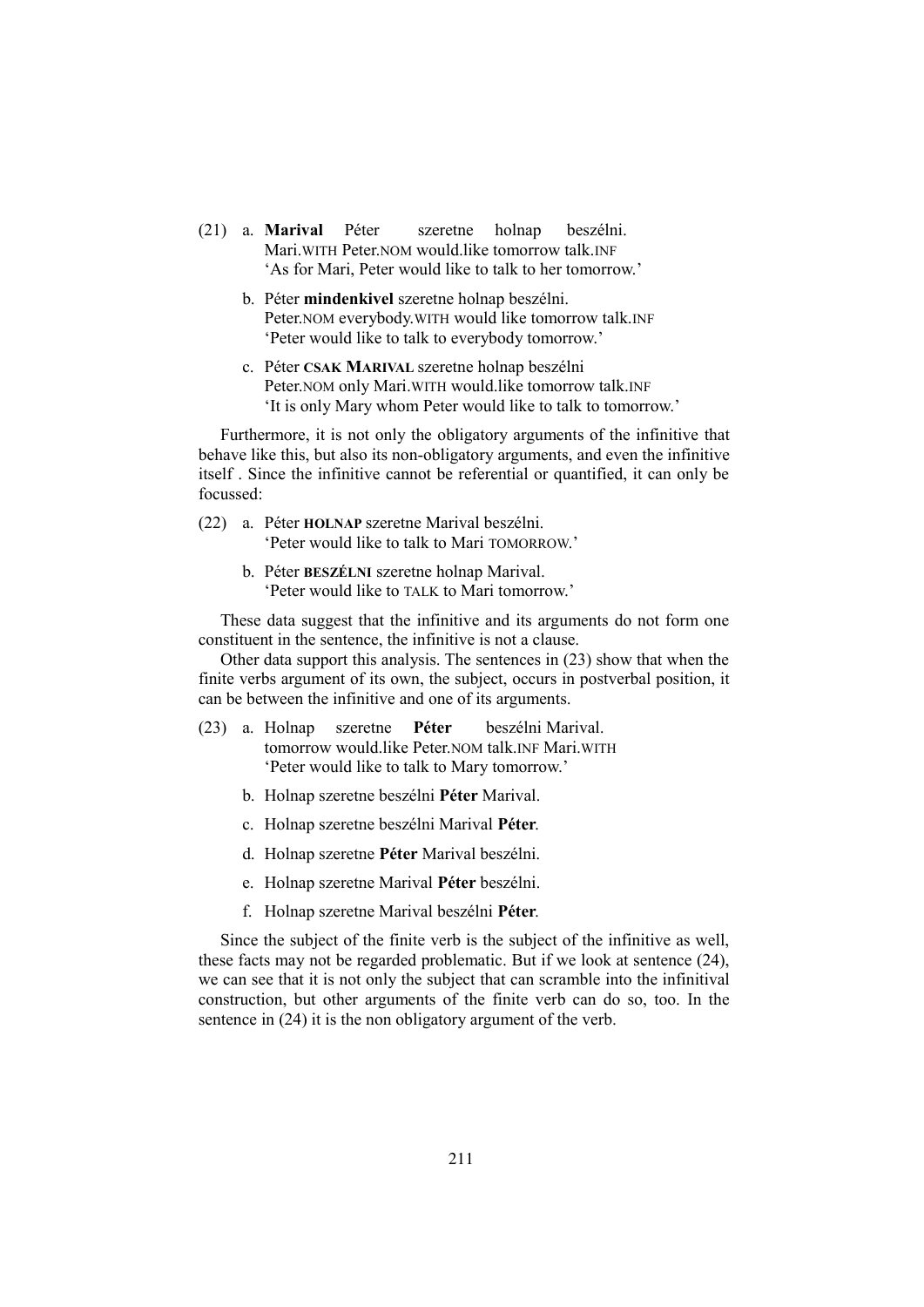(21) a. **Marival** Péter szeretne holnap beszélni.
Mari.WITH Peter.NOM would.like tomorrow talk.INF
'As for Mari, Peter would like to talk to her tomorrow.'

b. Péter **mindenkivel** szeretne holnap beszélni.
Peter.NOM everybody.WITH would like tomorrow talk.INF
'Peter would like to talk to everybody tomorrow.'

c. Péter **CSAK MARIVAL** szeretne holnap beszélni
Peter.NOM only Mari.WITH would.like tomorrow talk.INF
'It is only Mary whom Peter would like to talk to tomorrow.'

Furthermore, it is not only the obligatory arguments of the infinitive that behave like this, but also its non-obligatory arguments, and even the infinitive itself . Since the infinitive cannot be referential or quantified, it can only be focussed:

(22) a. Péter **HOLNAP** szeretne Marival beszélni.
'Peter would like to talk to Mari TOMORROW.'

b. Péter **BESZÉLNI** szeretne holnap Marival.
'Peter would like to TALK to Mari tomorrow.'

These data suggest that the infinitive and its arguments do not form one constituent in the sentence, the infinitive is not a clause.

Other data support this analysis. The sentences in (23) show that when the finite verbs argument of its own, the subject, occurs in postverbal position, it can be between the infinitive and one of its arguments.

(23) a. Holnap szeretne **Péter** beszélni Marival.
tomorrow would.like Peter.NOM talk.INF Mari.WITH
'Peter would like to talk to Mary tomorrow.'

b. Holnap szeretne beszélni **Péter** Marival.

c. Holnap szeretne beszélni Marival **Péter**.

d. Holnap szeretne **Péter** Marival beszélni.

e. Holnap szeretne Marival **Péter** beszélni.

f. Holnap szeretne Marival beszélni **Péter**.

Since the subject of the finite verb is the subject of the infinitive as well, these facts may not be regarded problematic. But if we look at sentence (24), we can see that it is not only the subject that can scramble into the infinitival construction, but other arguments of the finite verb can do so, too. In the sentence in (24) it is the non obligatory argument of the verb.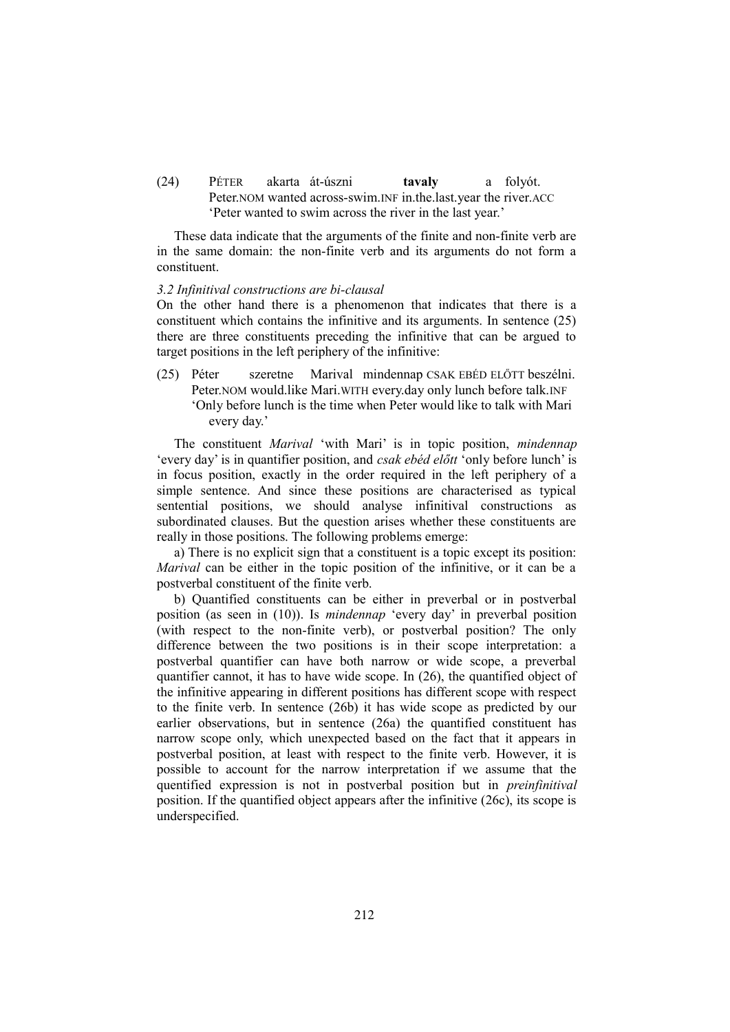(24) PÉTER akarta át-úszni **tavaly** a folyót.
Peter.NOM wanted across-swim.INF in.the.last.year the river.ACC
'Peter wanted to swim across the river in the last year.'

These data indicate that the arguments of the finite and non-finite verb are in the same domain: the non-finite verb and its arguments do not form a constituent.

*3.2 Infinitival constructions are bi-clausal*

On the other hand there is a phenomenon that indicates that there is a constituent which contains the infinitive and its arguments. In sentence (25) there are three constituents preceding the infinitive that can be argued to target positions in the left periphery of the infinitive:

(25) Péter szeretne Marival mindennap CSAK EBÉD ELŐTT beszélni.
Peter.NOM would.like Mari.WITH every.day only lunch before talk.INF
'Only before lunch is the time when Peter would like to talk with Mari every day.'

The constituent *Marival* 'with Mari' is in topic position, *mindennap* 'every day' is in quantifier position, and *csak ebéd előtt* 'only before lunch' is in focus position, exactly in the order required in the left periphery of a simple sentence. And since these positions are characterised as typical sentential positions, we should analyse infinitival constructions as subordinated clauses. But the question arises whether these constituents are really in those positions. The following problems emerge:

a) There is no explicit sign that a constituent is a topic except its position: *Marival* can be either in the topic position of the infinitive, or it can be a postverbal constituent of the finite verb.

b) Quantified constituents can be either in preverbal or in postverbal position (as seen in (10)). Is *mindennap* 'every day' in preverbal position (with respect to the non-finite verb), or postverbal position? The only difference between the two positions is in their scope interpretation: a postverbal quantifier can have both narrow or wide scope, a preverbal quantifier cannot, it has to have wide scope. In (26), the quantified object of the infinitive appearing in different positions has different scope with respect to the finite verb. In sentence (26b) it has wide scope as predicted by our earlier observations, but in sentence (26a) the quantified constituent has narrow scope only, which unexpected based on the fact that it appears in postverbal position, at least with respect to the finite verb. However, it is possible to account for the narrow interpretation if we assume that the quentified expression is not in postverbal position but in *preinfinitival* position. If the quantified object appears after the infinitive (26c), its scope is underspecified.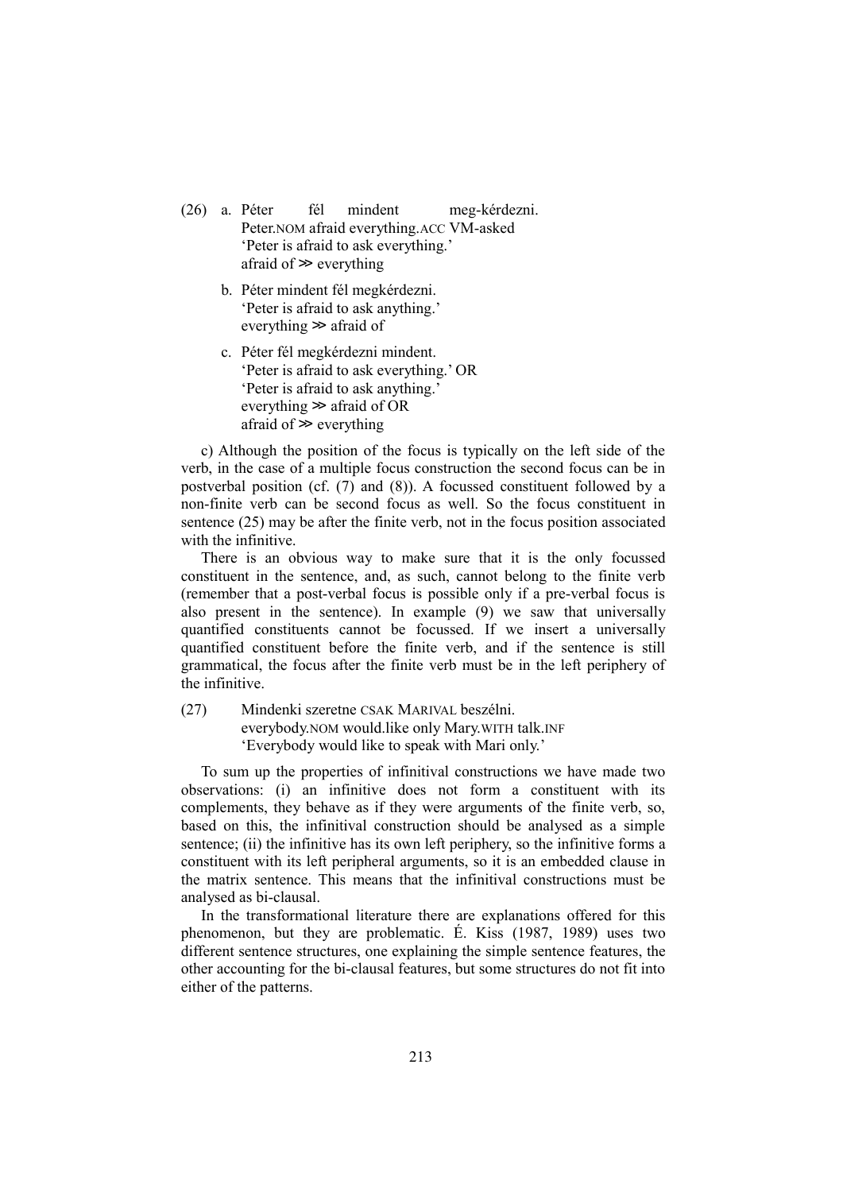(26) a. Péter fél mindent meg-kérdezni.
   Peter.NOM afraid everything.ACC VM-asked
   'Peter is afraid to ask everything.'
   afraid of ≫ everything

  b. Péter mindent fél megkérdezni.
   'Peter is afraid to ask anything.'
   everything ≫ afraid of

  c. Péter fél megkérdezni mindent.
   'Peter is afraid to ask everything.' OR
   'Peter is afraid to ask anything.'
   everything ≫ afraid of OR
   afraid of ≫ everything

c) Although the position of the focus is typically on the left side of the verb, in the case of a multiple focus construction the second focus can be in postverbal position (cf. (7) and (8)). A focussed constituent followed by a non-finite verb can be second focus as well. So the focus constituent in sentence (25) may be after the finite verb, not in the focus position associated with the infinitive.

There is an obvious way to make sure that it is the only focussed constituent in the sentence, and, as such, cannot belong to the finite verb (remember that a post-verbal focus is possible only if a pre-verbal focus is also present in the sentence). In example (9) we saw that universally quantified constituents cannot be focussed. If we insert a universally quantified constituent before the finite verb, and if the sentence is still grammatical, the focus after the finite verb must be in the left periphery of the infinitive.

(27) Mindenki szeretne CSAK MARIVAL beszélni.
   everybody.NOM would.like only Mary.WITH talk.INF
   'Everybody would like to speak with Mari only.'

To sum up the properties of infinitival constructions we have made two observations: (i) an infinitive does not form a constituent with its complements, they behave as if they were arguments of the finite verb, so, based on this, the infinitival construction should be analysed as a simple sentence; (ii) the infinitive has its own left periphery, so the infinitive forms a constituent with its left peripheral arguments, so it is an embedded clause in the matrix sentence. This means that the infinitival constructions must be analysed as bi-clausal.

In the transformational literature there are explanations offered for this phenomenon, but they are problematic. É. Kiss (1987, 1989) uses two different sentence structures, one explaining the simple sentence features, the other accounting for the bi-clausal features, but some structures do not fit into either of the patterns.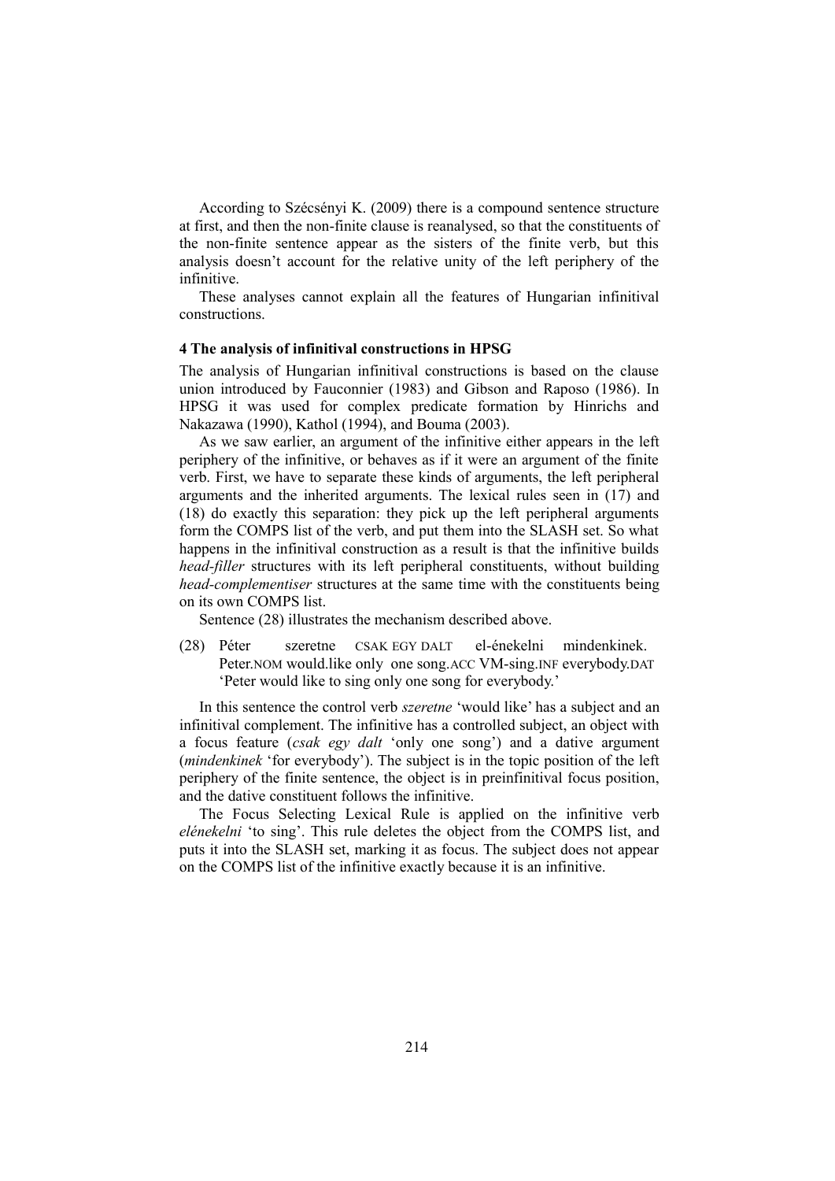According to Szécsényi K. (2009) there is a compound sentence structure at first, and then the non-finite clause is reanalysed, so that the constituents of the non-finite sentence appear as the sisters of the finite verb, but this analysis doesn't account for the relative unity of the left periphery of the infinitive.

These analyses cannot explain all the features of Hungarian infinitival constructions.

### 4 The analysis of infinitival constructions in HPSG

The analysis of Hungarian infinitival constructions is based on the clause union introduced by Fauconnier (1983) and Gibson and Raposo (1986). In HPSG it was used for complex predicate formation by Hinrichs and Nakazawa (1990), Kathol (1994), and Bouma (2003).

As we saw earlier, an argument of the infinitive either appears in the left periphery of the infinitive, or behaves as if it were an argument of the finite verb. First, we have to separate these kinds of arguments, the left peripheral arguments and the inherited arguments. The lexical rules seen in (17) and (18) do exactly this separation: they pick up the left peripheral arguments form the COMPS list of the verb, and put them into the SLASH set. So what happens in the infinitival construction as a result is that the infinitive builds *head-filler* structures with its left peripheral constituents, without building *head-complementiser* structures at the same time with the constituents being on its own COMPS list.

Sentence (28) illustrates the mechanism described above.

(28) Péter szeretne CSAK EGY DALT el-énekelni mindenkinek.
Peter.NOM would.like only one song.ACC VM-sing.INF everybody.DAT
'Peter would like to sing only one song for everybody.'

In this sentence the control verb *szeretne* 'would like' has a subject and an infinitival complement. The infinitive has a controlled subject, an object with a focus feature (*csak egy dalt* 'only one song') and a dative argument (*mindenkinek* 'for everybody'). The subject is in the topic position of the left periphery of the finite sentence, the object is in preinfinitival focus position, and the dative constituent follows the infinitive.

The Focus Selecting Lexical Rule is applied on the infinitive verb *elénekelni* 'to sing'. This rule deletes the object from the COMPS list, and puts it into the SLASH set, marking it as focus. The subject does not appear on the COMPS list of the infinitive exactly because it is an infinitive.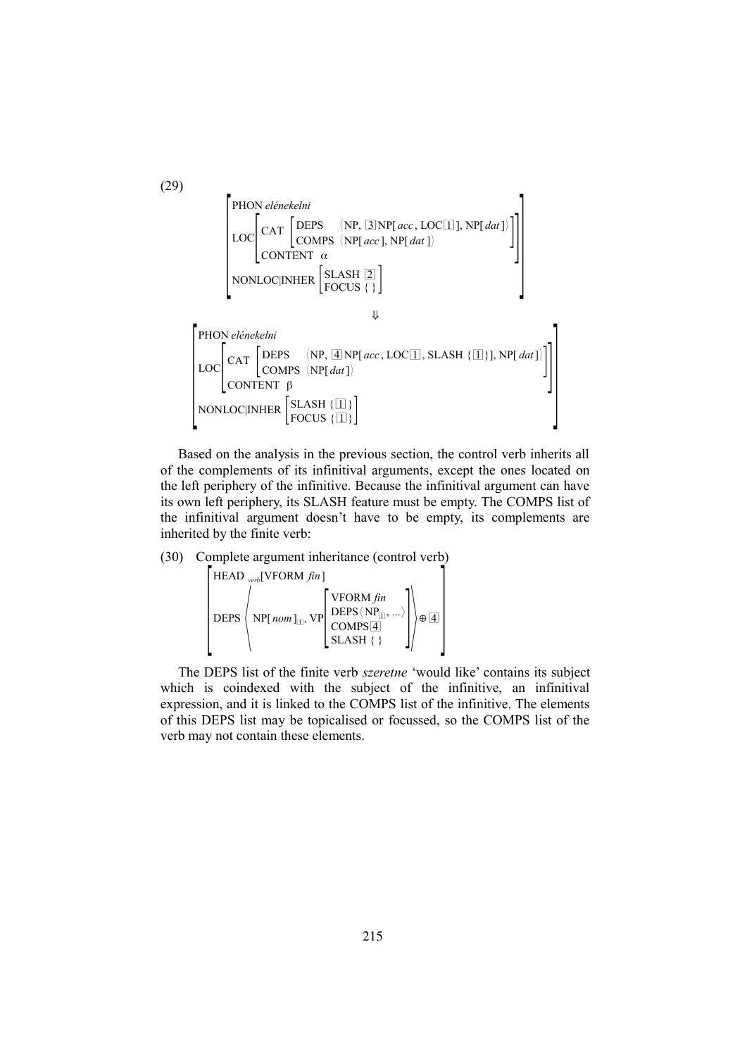(29)

$$\begin{bmatrix} \text{PHON } \textit{elénekelni} \\ \text{LOC} \begin{bmatrix} \text{CAT} \begin{bmatrix} \text{DEPS} & \langle \text{NP}, \boxed{3}\,\text{NP}[\textit{acc}, \text{LOC}\boxed{1}], \text{NP}[\textit{dat}] \rangle \\ \text{COMPS} & \langle \text{NP}[\textit{acc}], \text{NP}[\textit{dat}] \rangle \end{bmatrix} \\ \text{CONTENT } \alpha \end{bmatrix} \\ \text{NONLOC|INHER} \begin{bmatrix} \text{SLASH } \boxed{2} \\ \text{FOCUS } \{\,\} \end{bmatrix} \end{bmatrix}$$

$$\Downarrow$$

$$\begin{bmatrix} \text{PHON } \textit{elénekelni} \\ \text{LOC} \begin{bmatrix} \text{CAT} \begin{bmatrix} \text{DEPS} & \langle \text{NP}, \boxed{4}\,\text{NP}[\textit{acc}, \text{LOC}\boxed{1}, \text{SLASH } \{\boxed{1}\}], \text{NP}[\textit{dat}] \rangle \\ \text{COMPS} & \langle \text{NP}[\textit{dat}] \rangle \end{bmatrix} \\ \text{CONTENT } \beta \end{bmatrix} \\ \text{NONLOC|INHER} \begin{bmatrix} \text{SLASH } \{\boxed{1}\} \\ \text{FOCUS } \{\boxed{1}\} \end{bmatrix} \end{bmatrix}$$

Based on the analysis in the previous section, the control verb inherits all of the complements of its infinitival arguments, except the ones located on the left periphery of the infinitive. Because the infinitival argument can have its own left periphery, its SLASH feature must be empty. The COMPS list of the infinitival argument doesn't have to be empty, its complements are inherited by the finite verb:

(30) Complete argument inheritance (control verb)

$$\begin{bmatrix} \text{HEAD }_{\textit{verb}}[\text{VFORM } \textit{fin}] \\ \text{DEPS} \left\langle \text{NP}[\textit{nom}]_{\boxed{1}}, \text{VP} \begin{bmatrix} \text{VFORM } \textit{fin} \\ \text{DEPS} \langle \text{NP}_{\boxed{1}}, \ldots \rangle \\ \text{COMPS} \boxed{4} \\ \text{SLASH } \{\,\} \end{bmatrix} \right\rangle \oplus \boxed{4} \end{bmatrix}$$

The DEPS list of the finite verb *szeretne* 'would like' contains its subject which is coindexed with the subject of the infinitive, an infinitival expression, and it is linked to the COMPS list of the infinitive. The elements of this DEPS list may be topicalised or focussed, so the COMPS list of the verb may not contain these elements.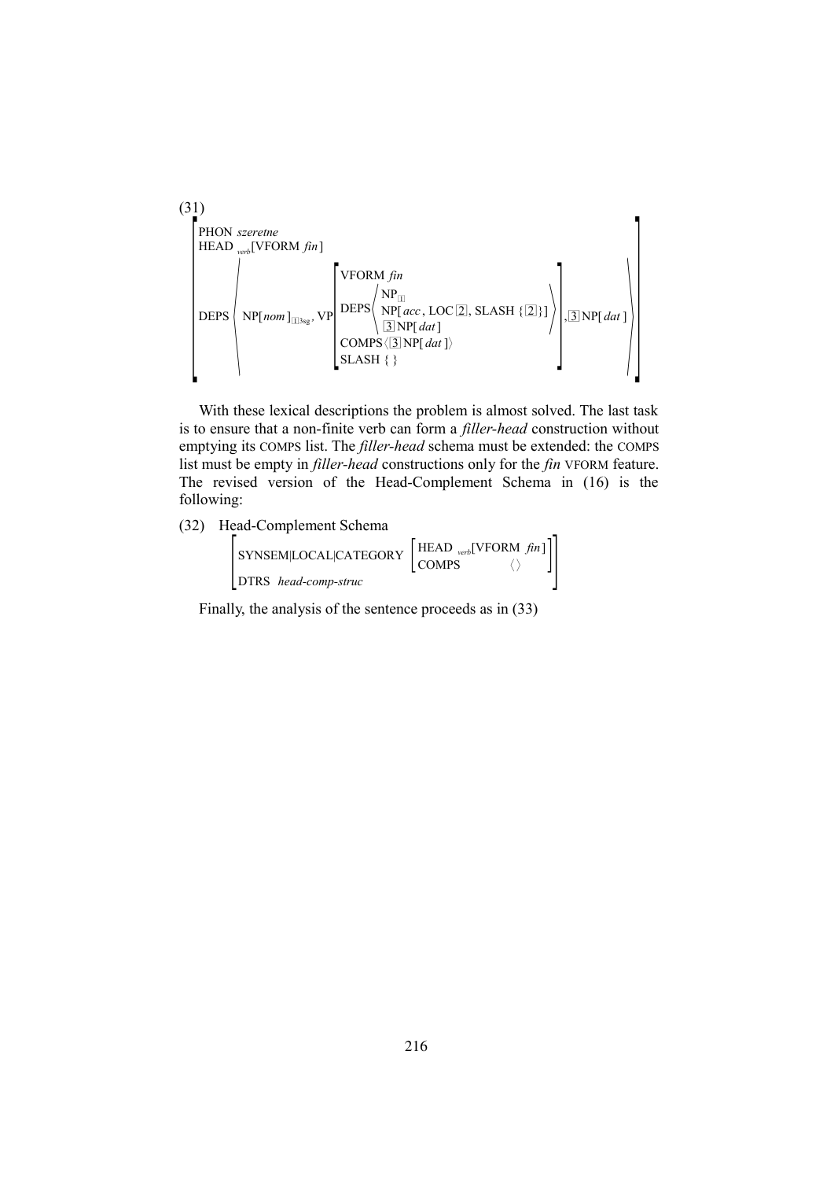(31)

$$
\begin{bmatrix}
\text{PHON } \textit{szeretne} \\
\text{HEAD }_{\textit{verb}}[\text{VFORM } \textit{fin}] \\
\text{DEPS} \left\langle \text{NP}[\textit{nom}]_{\boxed{1}\text{3sg}}, \text{VP}\begin{bmatrix}
\text{VFORM } \textit{fin} \\
\text{DEPS} \left\langle \begin{array}{l} \text{NP}_{\boxed{1}} \\ \text{NP}[\textit{acc}, \text{LOC } \boxed{2}, \text{SLASH } \{\boxed{2}\}] \\ \boxed{3}\,\text{NP}[\textit{dat}] \end{array} \right\rangle \\
\text{COMPS} \langle \boxed{3}\,\text{NP}[\textit{dat}] \rangle \\
\text{SLASH } \{\,\}
\end{bmatrix}, \boxed{3}\,\text{NP}[\textit{dat}] \right\rangle
\end{bmatrix}
$$

With these lexical descriptions the problem is almost solved. The last task is to ensure that a non-finite verb can form a *filler-head* construction without emptying its COMPS list. The *filler-head* schema must be extended: the COMPS list must be empty in *filler-head* constructions only for the *fin* VFORM feature. The revised version of the Head-Complement Schema in (16) is the following:

(32) Head-Complement Schema

$$
\begin{bmatrix}
\text{SYNSEM|LOCAL|CATEGORY} \begin{bmatrix} \text{HEAD }_{\textit{verb}}[\text{VFORM } \textit{fin}] \\ \text{COMPS} \quad \langle\rangle \end{bmatrix} \\
\text{DTRS } \textit{head-comp-struc}
\end{bmatrix}
$$

Finally, the analysis of the sentence proceeds as in (33)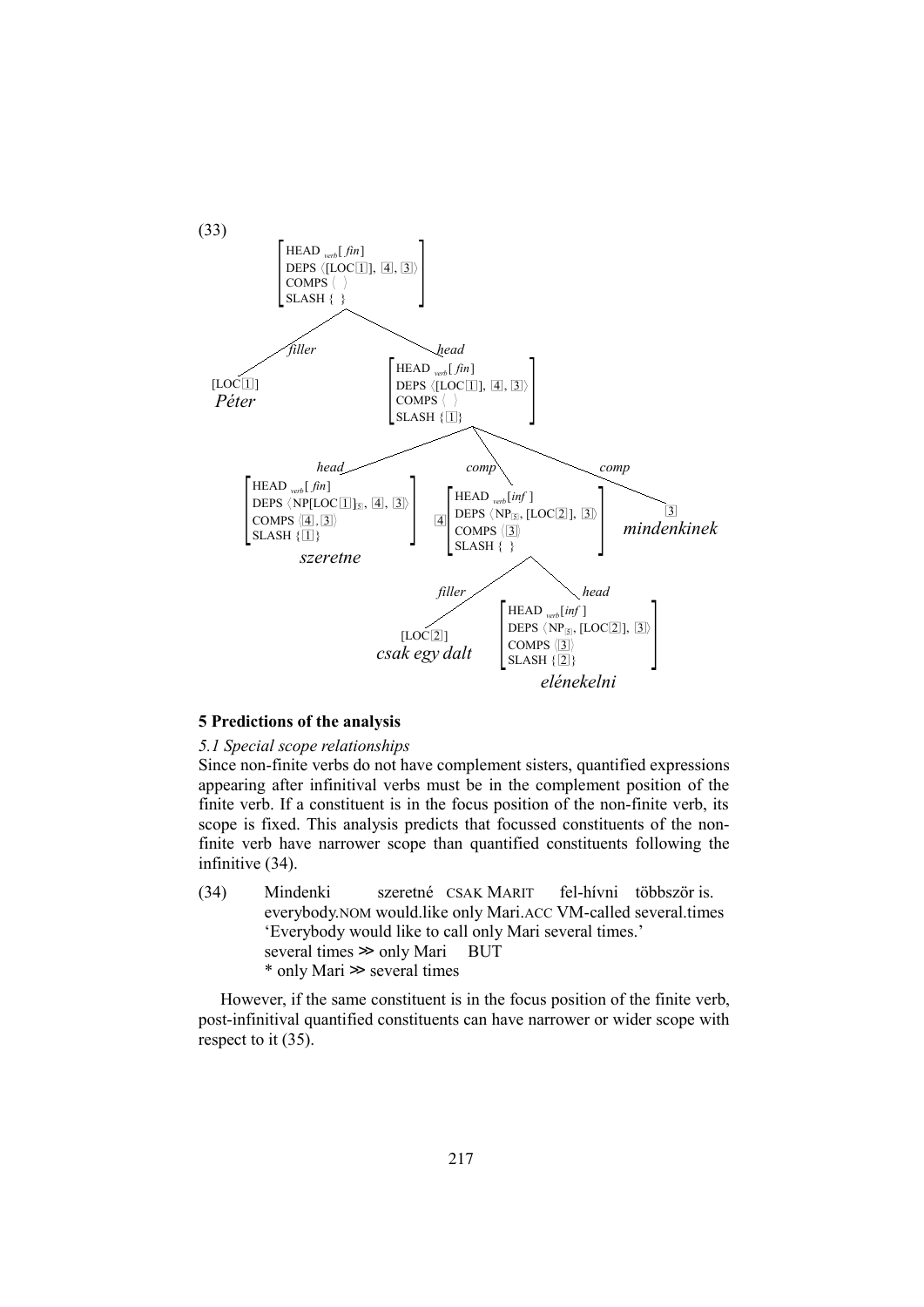(33)

```
[HEAD verb[fin]
 DEPS ⟨[LOC[1]], [4], [3]⟩
 COMPS ⟨ ⟩
 SLASH { }]
├─ filler: [LOC[1]]  Péter
└─ head: [HEAD verb[fin]
          DEPS ⟨[LOC[1]], [4], [3]⟩
          COMPS ⟨ ⟩
          SLASH {[1]}]
     ├─ head: [HEAD verb[fin]
     │         DEPS ⟨NP[LOC[1]]_[5], [4], [3]⟩
     │         COMPS ⟨[4], [3]⟩
     │         SLASH {[1]}]
     │         szeretne
     ├─ comp: [4][HEAD verb[inf]
     │            DEPS ⟨NP_[5], [LOC[2]], [3]⟩
     │            COMPS ⟨[3]⟩
     │            SLASH { }]
     │    ├─ filler: [LOC[2]]  csak egy dalt
     │    └─ head: [HEAD verb[inf]
     │              DEPS ⟨NP_[5], [LOC[2]], [3]⟩
     │              COMPS ⟨[3]⟩
     │              SLASH {[2]}]
     │              elénekelni
     └─ comp: [3]  mindenkinek
```

**5 Predictions of the analysis**

*5.1 Special scope relationships*

Since non-finite verbs do not have complement sisters, quantified expressions appearing after infinitival verbs must be in the complement position of the finite verb. If a constituent is in the focus position of the non-finite verb, its scope is fixed. This analysis predicts that focussed constituents of the non-finite verb have narrower scope than quantified constituents following the infinitive (34).

(34) Mindenki szeretné CSAK MARIT fel-hívni többször is.
everybody.NOM would.like only Mari.ACC VM-called several.times
'Everybody would like to call only Mari several times.'
several times ≫ only Mari BUT
\* only Mari ≫ several times

However, if the same constituent is in the focus position of the finite verb, post-infinitival quantified constituents can have narrower or wider scope with respect to it (35).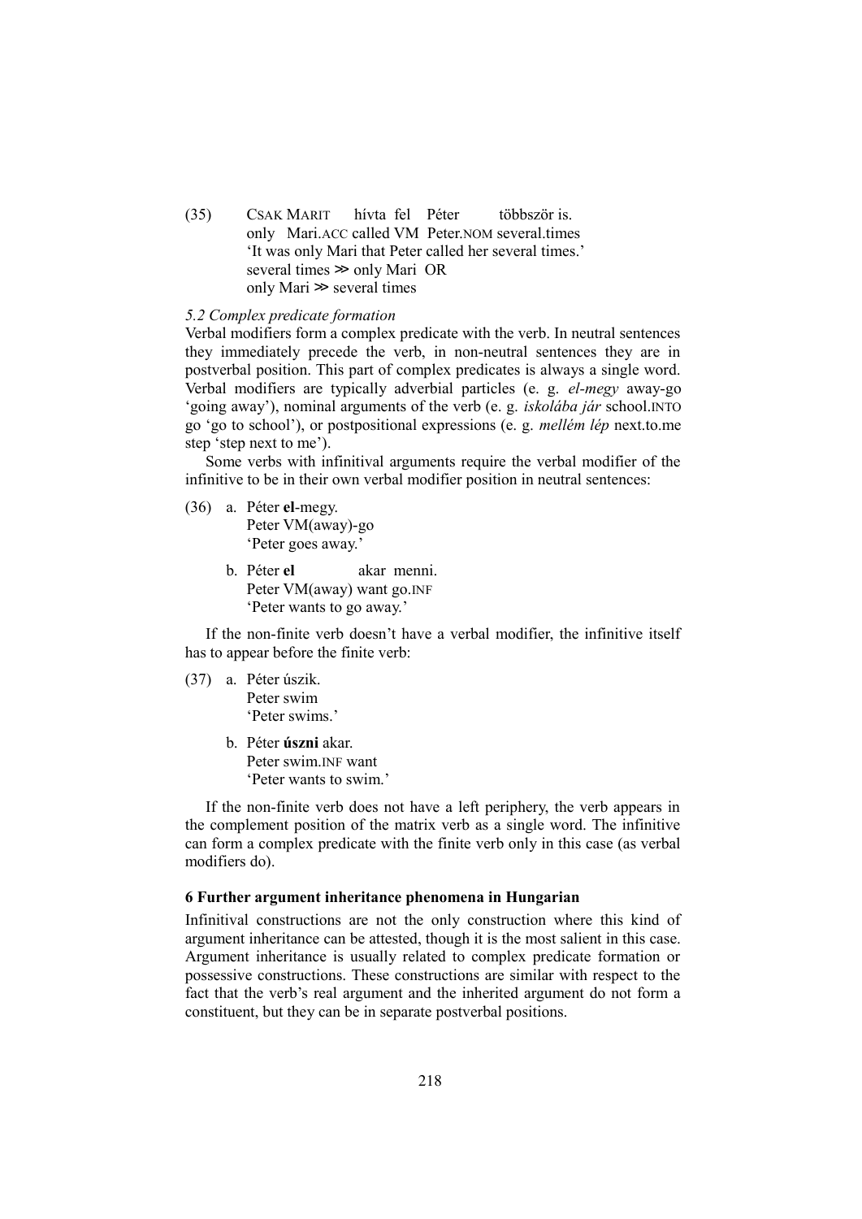(35) CSAK MARIT hívta fel Péter többször is.
     only Mari.ACC called VM Peter.NOM several.times
     'It was only Mari that Peter called her several times.'
     several times ≫ only Mari OR
     only Mari ≫ several times

### *5.2 Complex predicate formation*

Verbal modifiers form a complex predicate with the verb. In neutral sentences they immediately precede the verb, in non-neutral sentences they are in postverbal position. This part of complex predicates is always a single word. Verbal modifiers are typically adverbial particles (e. g. *el-megy* away-go 'going away'), nominal arguments of the verb (e. g. *iskolába jár* school.INTO go 'go to school'), or postpositional expressions (e. g. *mellém lép* next.to.me step 'step next to me').

Some verbs with infinitival arguments require the verbal modifier of the infinitive to be in their own verbal modifier position in neutral sentences:

(36) a. Péter **el**-megy.
        Peter VM(away)-go
        'Peter goes away.'

     b. Péter **el** akar menni.
        Peter VM(away) want go.INF
        'Peter wants to go away.'

If the non-finite verb doesn't have a verbal modifier, the infinitive itself has to appear before the finite verb:

(37) a. Péter úszik.
        Peter swim
        'Peter swims.'

     b. Péter **úszni** akar.
        Peter swim.INF want
        'Peter wants to swim.'

If the non-finite verb does not have a left periphery, the verb appears in the complement position of the matrix verb as a single word. The infinitive can form a complex predicate with the finite verb only in this case (as verbal modifiers do).

## **6 Further argument inheritance phenomena in Hungarian**

Infinitival constructions are not the only construction where this kind of argument inheritance can be attested, though it is the most salient in this case. Argument inheritance is usually related to complex predicate formation or possessive constructions. These constructions are similar with respect to the fact that the verb's real argument and the inherited argument do not form a constituent, but they can be in separate postverbal positions.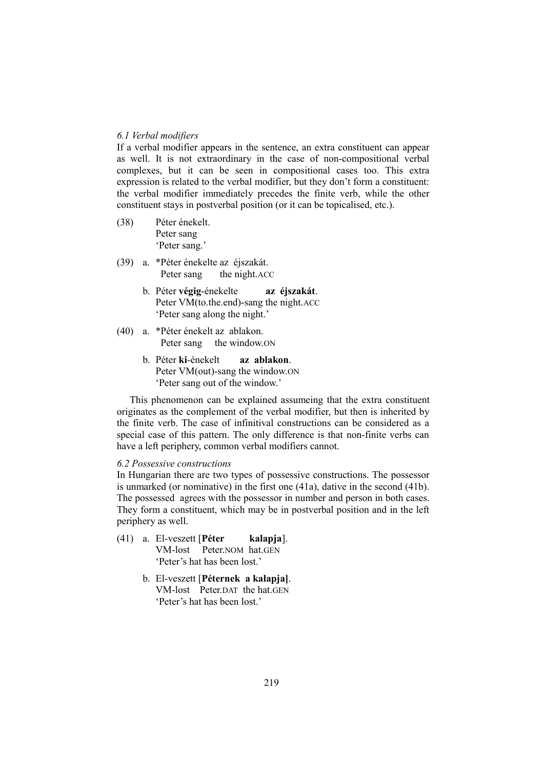*6.1 Verbal modifiers*

If a verbal modifier appears in the sentence, an extra constituent can appear as well. It is not extraordinary in the case of non-compositional verbal complexes, but it can be seen in compositional cases too. This extra expression is related to the verbal modifier, but they don't form a constituent: the verbal modifier immediately precedes the finite verb, while the other constituent stays in postverbal position (or it can be topicalised, etc.).

(38) Péter énekelt.
Peter sang
'Peter sang.'

(39) a. *Péter énekelte az éjszakát.
Peter sang the night.ACC

b. Péter **végig**-énekelte **az éjszakát**.
Peter VM(to.the.end)-sang the night.ACC
'Peter sang along the night.'

(40) a. *Péter énekelt az ablakon.
Peter sang the window.ON

b. Péter **ki**-énekelt **az ablakon**.
Peter VM(out)-sang the window.ON
'Peter sang out of the window.'

This phenomenon can be explained assumeing that the extra constituent originates as the complement of the verbal modifier, but then is inherited by the finite verb. The case of infinitival constructions can be considered as a special case of this pattern. The only difference is that non-finite verbs can have a left periphery, common verbal modifiers cannot.

*6.2 Possessive constructions*

In Hungarian there are two types of possessive constructions. The possessor is unmarked (or nominative) in the first one (41a), dative in the second (41b). The possessed agrees with the possessor in number and person in both cases. They form a constituent, which may be in postverbal position and in the left periphery as well.

(41) a. El-veszett [**Péter kalapja**].
VM-lost Peter.NOM hat.GEN
'Peter's hat has been lost.'

b. El-veszett [**Péternek a kalapja]**.
VM-lost Peter.DAT the hat.GEN
'Peter's hat has been lost.'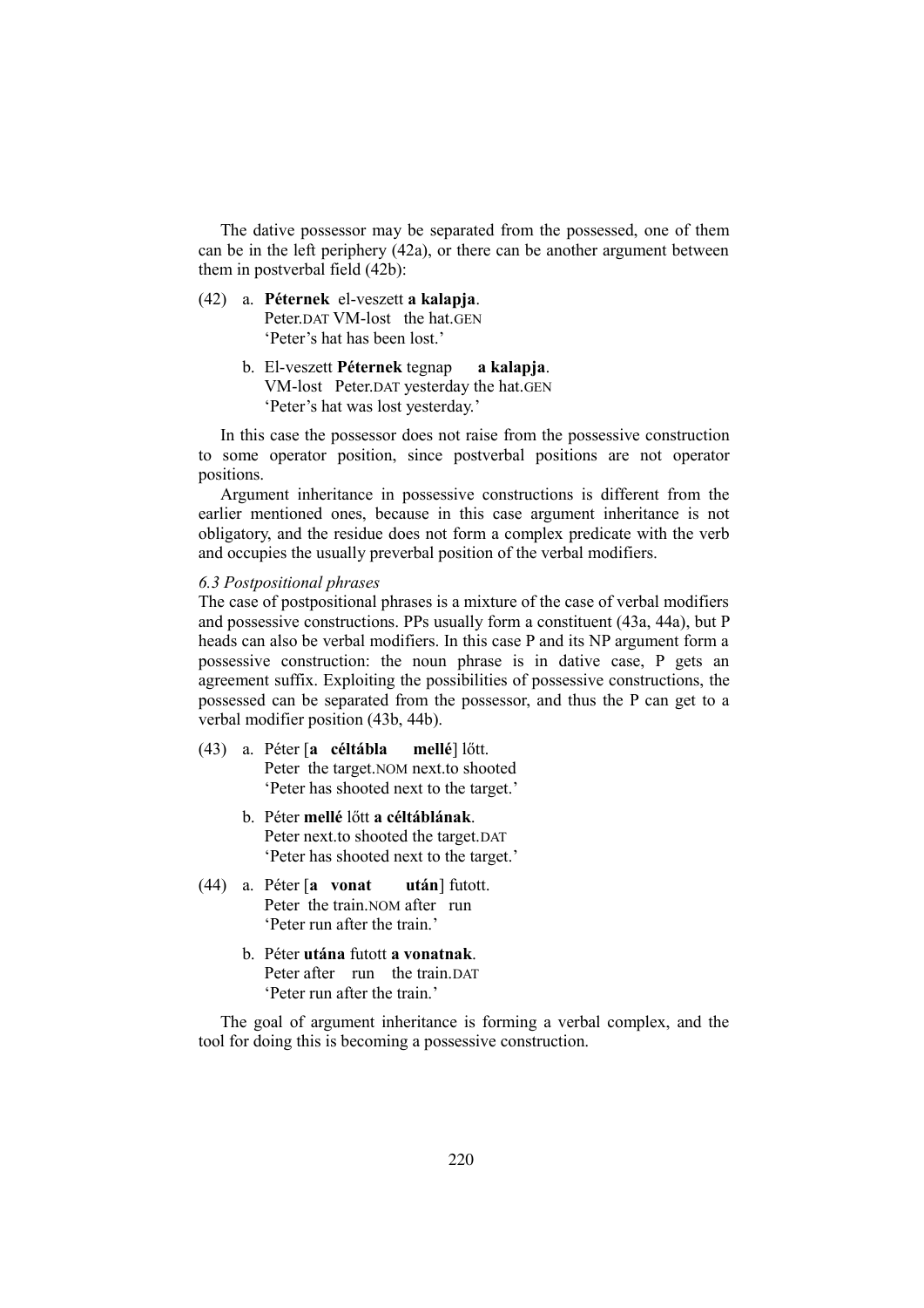The dative possessor may be separated from the possessed, one of them can be in the left periphery (42a), or there can be another argument between them in postverbal field (42b):

(42) a. **Péternek** el-veszett **a kalapja**.
Peter.DAT VM-lost the hat.GEN
'Peter's hat has been lost.'

b. El-veszett **Péternek** tegnap **a kalapja**.
VM-lost Peter.DAT yesterday the hat.GEN
'Peter's hat was lost yesterday.'

In this case the possessor does not raise from the possessive construction to some operator position, since postverbal positions are not operator positions.

Argument inheritance in possessive constructions is different from the earlier mentioned ones, because in this case argument inheritance is not obligatory, and the residue does not form a complex predicate with the verb and occupies the usually preverbal position of the verbal modifiers.

*6.3 Postpositional phrases*

The case of postpositional phrases is a mixture of the case of verbal modifiers and possessive constructions. PPs usually form a constituent (43a, 44a), but P heads can also be verbal modifiers. In this case P and its NP argument form a possessive construction: the noun phrase is in dative case, P gets an agreement suffix. Exploiting the possibilities of possessive constructions, the possessed can be separated from the possessor, and thus the P can get to a verbal modifier position (43b, 44b).

(43) a. Péter [**a céltábla mellé**] lőtt.
Peter the target.NOM next.to shooted
'Peter has shooted next to the target.'

b. Péter **mellé** lőtt **a céltáblának**.
Peter next.to shooted the target.DAT
'Peter has shooted next to the target.'

(44) a. Péter [**a vonat után**] futott.
Peter the train.NOM after run
'Peter run after the train.'

b. Péter **utána** futott **a vonatnak**.
Peter after run the train.DAT
'Peter run after the train.'

The goal of argument inheritance is forming a verbal complex, and the tool for doing this is becoming a possessive construction.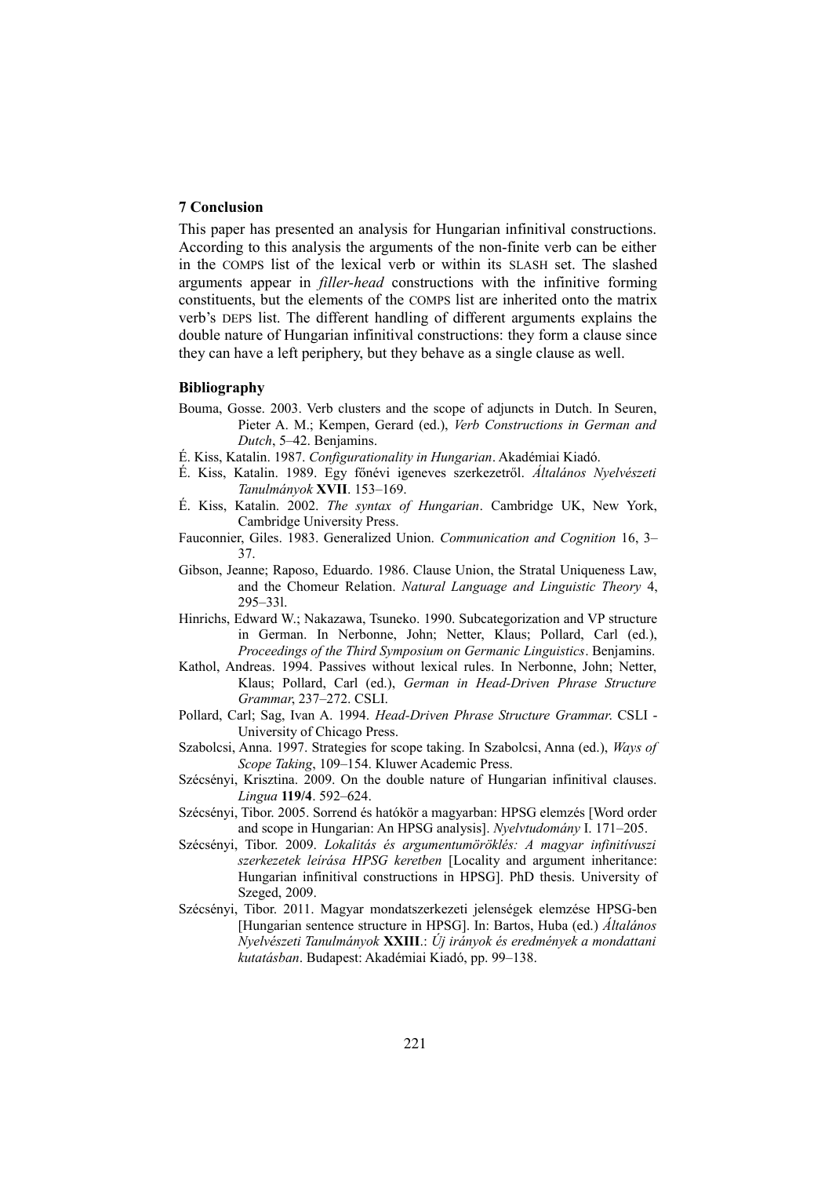## 7 Conclusion

This paper has presented an analysis for Hungarian infinitival constructions. According to this analysis the arguments of the non-finite verb can be either in the COMPS list of the lexical verb or within its SLASH set. The slashed arguments appear in *filler-head* constructions with the infinitive forming constituents, but the elements of the COMPS list are inherited onto the matrix verb's DEPS list. The different handling of different arguments explains the double nature of Hungarian infinitival constructions: they form a clause since they can have a left periphery, but they behave as a single clause as well.

### Bibliography

Bouma, Gosse. 2003. Verb clusters and the scope of adjuncts in Dutch. In Seuren, Pieter A. M.; Kempen, Gerard (ed.), *Verb Constructions in German and Dutch*, 5–42. Benjamins.

É. Kiss, Katalin. 1987. *Configurationality in Hungarian*. Akadémiai Kiadó.

É. Kiss, Katalin. 1989. Egy főnévi igeneves szerkezetről. *Általános Nyelvészeti Tanulmányok* **XVII**. 153–169.

É. Kiss, Katalin. 2002. *The syntax of Hungarian*. Cambridge UK, New York, Cambridge University Press.

Fauconnier, Giles. 1983. Generalized Union. *Communication and Cognition* 16, 3–37.

Gibson, Jeanne; Raposo, Eduardo. 1986. Clause Union, the Stratal Uniqueness Law, and the Chomeur Relation. *Natural Language and Linguistic Theory* 4, 295–33l.

Hinrichs, Edward W.; Nakazawa, Tsuneko. 1990. Subcategorization and VP structure in German. In Nerbonne, John; Netter, Klaus; Pollard, Carl (ed.), *Proceedings of the Third Symposium on Germanic Linguistics*. Benjamins.

Kathol, Andreas. 1994. Passives without lexical rules. In Nerbonne, John; Netter, Klaus; Pollard, Carl (ed.), *German in Head-Driven Phrase Structure Grammar*, 237–272. CSLI.

Pollard, Carl; Sag, Ivan A. 1994. *Head-Driven Phrase Structure Grammar.* CSLI - University of Chicago Press.

Szabolcsi, Anna. 1997. Strategies for scope taking. In Szabolcsi, Anna (ed.), *Ways of Scope Taking*, 109–154. Kluwer Academic Press.

Szécsényi, Krisztina. 2009. On the double nature of Hungarian infinitival clauses. *Lingua* **119/4**. 592–624.

Szécsényi, Tibor. 2005. Sorrend és hatókör a magyarban: HPSG elemzés [Word order and scope in Hungarian: An HPSG analysis]. *Nyelvtudomány* I. 171–205.

Szécsényi, Tibor. 2009. *Lokalitás és argumentumöröklés: A magyar infinitívuszi szerkezetek leírása HPSG keretben* [Locality and argument inheritance: Hungarian infinitival constructions in HPSG]. PhD thesis. University of Szeged, 2009.

Szécsényi, Tibor. 2011. Magyar mondatszerkezeti jelenségek elemzése HPSG-ben [Hungarian sentence structure in HPSG]. In: Bartos, Huba (ed.) *Általános Nyelvészeti Tanulmányok* **XXIII**.: *Új irányok és eredmények a mondattani kutatásban*. Budapest: Akadémiai Kiadó, pp. 99–138.